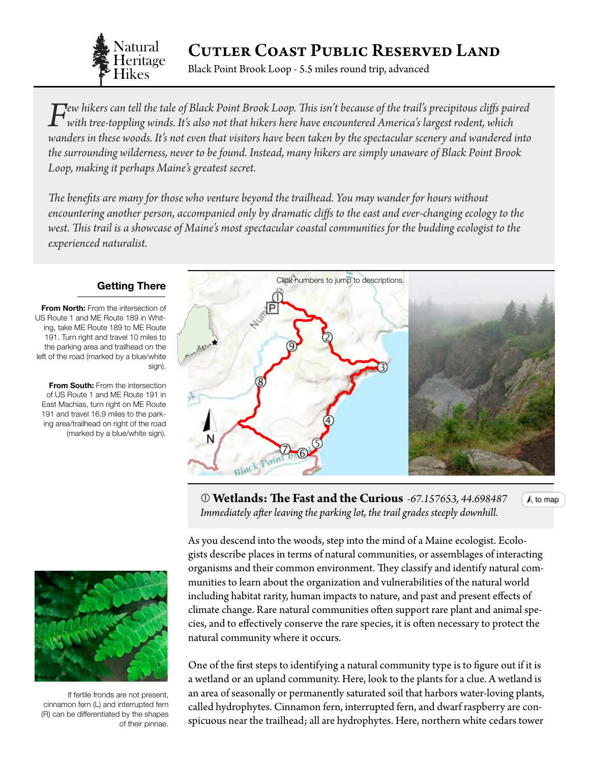# Cutler Coast Public Reserved Land

Natural Heritage Hikes

Black Point Brook Loop - 5.5 miles round trip, advanced

*Few hikers can tell the tale of Black Point Brook Loop. This isn't because of the trail's precipitous cliffs paired with tree-toppling winds. It's also not that hikers here have encountered America's largest rodent, which wanders in these woods. It's not even that visitors have been taken by the spectacular scenery and wandered into the surrounding wilderness, never to be found. Instead, many hikers are simply unaware of Black Point Brook Loop, making it perhaps Maine's greatest secret.*

*The benefits are many for those who venture beyond the trailhead. You may wander for hours without encountering another person, accompanied only by dramatic cliffs to the east and ever-changing ecology to the west. This trail is a showcase of Maine's most spectacular coastal communities for the budding ecologist to the experienced naturalist.*

## Getting There

**From North:** From the intersection of US Route 1 and ME Route 189 in Whiting, take ME Route 189 to ME Route 191. Turn right and travel 10 miles to the parking area and trailhead on the left of the road (marked by a blue/white sign).

**From South:** From the intersection of US Route 1 and ME Route 191 in East Machias, turn right on ME Route 191 and travel 16.9 miles to the parking area/trailhead on right of the road (marked by a blue/white sign).

Click numbers to jump to descriptions.

## ① Wetlands: The Fast and the Curious *-67.157653, 44.698487*

*Immediately after leaving the parking lot, the trail grades steeply downhill.*

As you descend into the woods, step into the mind of a Maine ecologist. Ecologists describe places in terms of natural communities, or assemblages of interacting organisms and their common environment. They classify and identify natural communities to learn about the organization and vulnerabilities of the natural world including habitat rarity, human impacts to nature, and past and present effects of climate change. Rare natural communities often support rare plant and animal species, and to effectively conserve the rare species, it is often necessary to protect the natural community where it occurs.

One of the first steps to identifying a natural community type is to figure out if it is a wetland or an upland community. Here, look to the plants for a clue. A wetland is an area of seasonally or permanently saturated soil that harbors water-loving plants, called hydrophytes. Cinnamon fern, interrupted fern, and dwarf raspberry are conspicuous near the trailhead; all are hydrophytes. Here, northern white cedars tower

If fertile fronds are not present, cinnamon fern (L) and interrupted fern (R) can be differentiated by the shapes of their pinnae.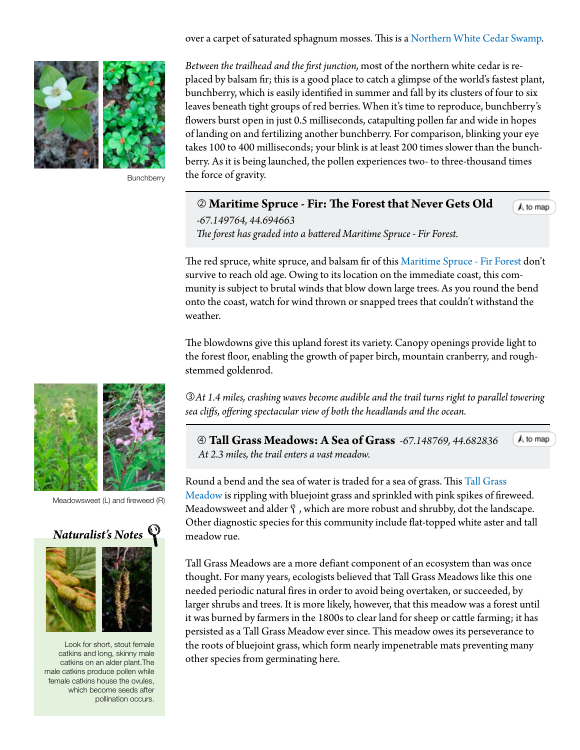over a carpet of saturated sphagnum mosses. This is a Northern White Cedar Swamp.

*Between the trailhead and the first junction,* most of the northern white cedar is replaced by balsam fir; this is a good place to catch a glimpse of the world's fastest plant, bunchberry, which is easily identified in summer and fall by its clusters of four to six leaves beneath tight groups of red berries. When it's time to reproduce, bunchberry's flowers burst open in just 0.5 milliseconds, catapulting pollen far and wide in hopes of landing on and fertilizing another bunchberry. For comparison, blinking your eye takes 100 to 400 milliseconds; your blink is at least 200 times slower than the bunchberry. As it is being launched, the pollen experiences two- to three-thousand times the force of gravity.

Bunchberry

## ② Maritime Spruce - Fir: The Forest that Never Gets Old

*-67.149764, 44.694663*

*The forest has graded into a battered Maritime Spruce - Fir Forest.*

to map

The red spruce, white spruce, and balsam fir of this Maritime Spruce - Fir Forest don't survive to reach old age. Owing to its location on the immediate coast, this community is subject to brutal winds that blow down large trees. As you round the bend onto the coast, watch for wind thrown or snapped trees that couldn't withstand the weather.

The blowdowns give this upland forest its variety. Canopy openings provide light to the forest floor, enabling the growth of paper birch, mountain cranberry, and rough-stemmed goldenrod.

③*At 1.4 miles, crashing waves become audible and the trail turns right to parallel towering sea cliffs, offering spectacular view of both the headlands and the ocean.*

## ④ Tall Grass Meadows: A Sea of Grass *-67.148769, 44.682836*

*At 2.3 miles, the trail enters a vast meadow.*

to map

Round a bend and the sea of water is traded for a sea of grass. This Tall Grass Meadow is rippling with bluejoint grass and sprinkled with pink spikes of fireweed. Meadowsweet and alder, which are more robust and shrubby, dot the landscape. Other diagnostic species for this community include flat-topped white aster and tall meadow rue.

Tall Grass Meadows are a more defiant component of an ecosystem than was once thought. For many years, ecologists believed that Tall Grass Meadows like this one needed periodic natural fires in order to avoid being overtaken, or succeeded, by larger shrubs and trees. It is more likely, however, that this meadow was a forest until it was burned by farmers in the 1800s to clear land for sheep or cattle farming; it has persisted as a Tall Grass Meadow ever since. This meadow owes its perseverance to the roots of bluejoint grass, which form nearly impenetrable mats preventing many other species from germinating here.

Meadowsweet (L) and fireweed (R)

### *Naturalist's Notes*

Look for short, stout female catkins and long, skinny male catkins on an alder plant. The male catkins produce pollen while female catkins house the ovules, which become seeds after pollination occurs.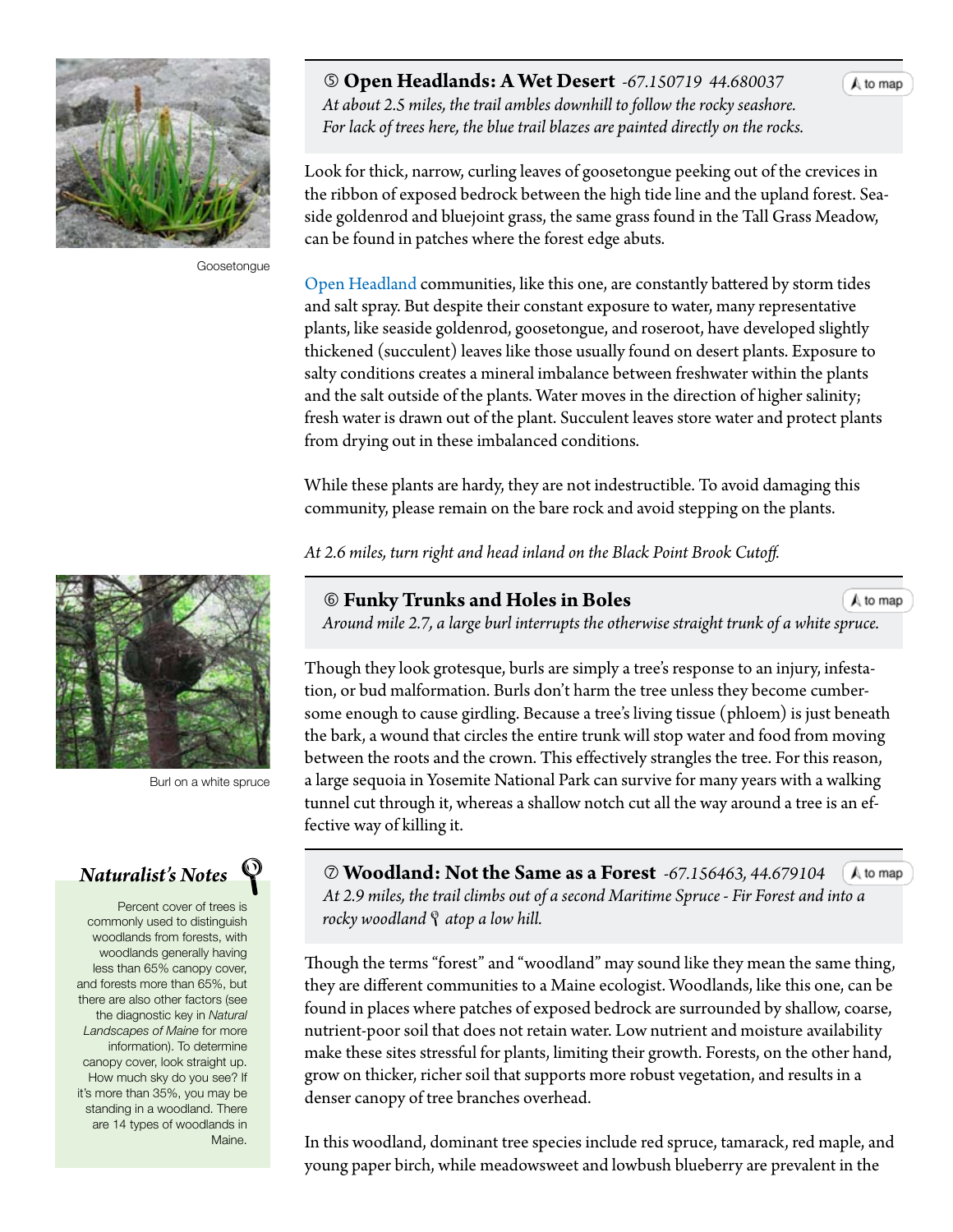## ⑤ **Open Headlands: A Wet Desert** *-67.150719 44.680037*

*At about 2.5 miles, the trail ambles downhill to follow the rocky seashore. For lack of trees here, the blue trail blazes are painted directly on the rocks.*

Goosetongue

Look for thick, narrow, curling leaves of goosetongue peeking out of the crevices in the ribbon of exposed bedrock between the high tide line and the upland forest. Seaside goldenrod and bluejoint grass, the same grass found in the Tall Grass Meadow, can be found in patches where the forest edge abuts.

Open Headland communities, like this one, are constantly battered by storm tides and salt spray. But despite their constant exposure to water, many representative plants, like seaside goldenrod, goosetongue, and roseroot, have developed slightly thickened (succulent) leaves like those usually found on desert plants. Exposure to salty conditions creates a mineral imbalance between freshwater within the plants and the salt outside of the plants. Water moves in the direction of higher salinity; fresh water is drawn out of the plant. Succulent leaves store water and protect plants from drying out in these imbalanced conditions.

While these plants are hardy, they are not indestructible. To avoid damaging this community, please remain on the bare rock and avoid stepping on the plants.

*At 2.6 miles, turn right and head inland on the Black Point Brook Cutoff.*

## ⑥ **Funky Trunks and Holes in Boles**

*Around mile 2.7, a large burl interrupts the otherwise straight trunk of a white spruce.*

Burl on a white spruce

Though they look grotesque, burls are simply a tree's response to an injury, infestation, or bud malformation. Burls don't harm the tree unless they become cumbersome enough to cause girdling. Because a tree's living tissue (phloem) is just beneath the bark, a wound that circles the entire trunk will stop water and food from moving between the roots and the crown. This effectively strangles the tree. For this reason, a large sequoia in Yosemite National Park can survive for many years with a walking tunnel cut through it, whereas a shallow notch cut all the way around a tree is an effective way of killing it.

## ⑦ **Woodland: Not the Same as a Forest** *-67.156463, 44.679104*

*At 2.9 miles, the trail climbs out of a second Maritime Spruce - Fir Forest and into a rocky woodland atop a low hill.*

Though the terms "forest" and "woodland" may sound like they mean the same thing, they are different communities to a Maine ecologist. Woodlands, like this one, can be found in places where patches of exposed bedrock are surrounded by shallow, coarse, nutrient-poor soil that does not retain water. Low nutrient and moisture availability make these sites stressful for plants, limiting their growth. Forests, on the other hand, grow on thicker, richer soil that supports more robust vegetation, and results in a denser canopy of tree branches overhead.

In this woodland, dominant tree species include red spruce, tamarack, red maple, and young paper birch, while meadowsweet and lowbush blueberry are prevalent in the

### *Naturalist's Notes*

Percent cover of trees is commonly used to distinguish woodlands from forests, with woodlands generally having less than 65% canopy cover, and forests more than 65%, but there are also other factors (see the diagnostic key in *Natural Landscapes of Maine* for more information). To determine canopy cover, look straight up. How much sky do you see? If it's more than 35%, you may be standing in a woodland. There are 14 types of woodlands in Maine.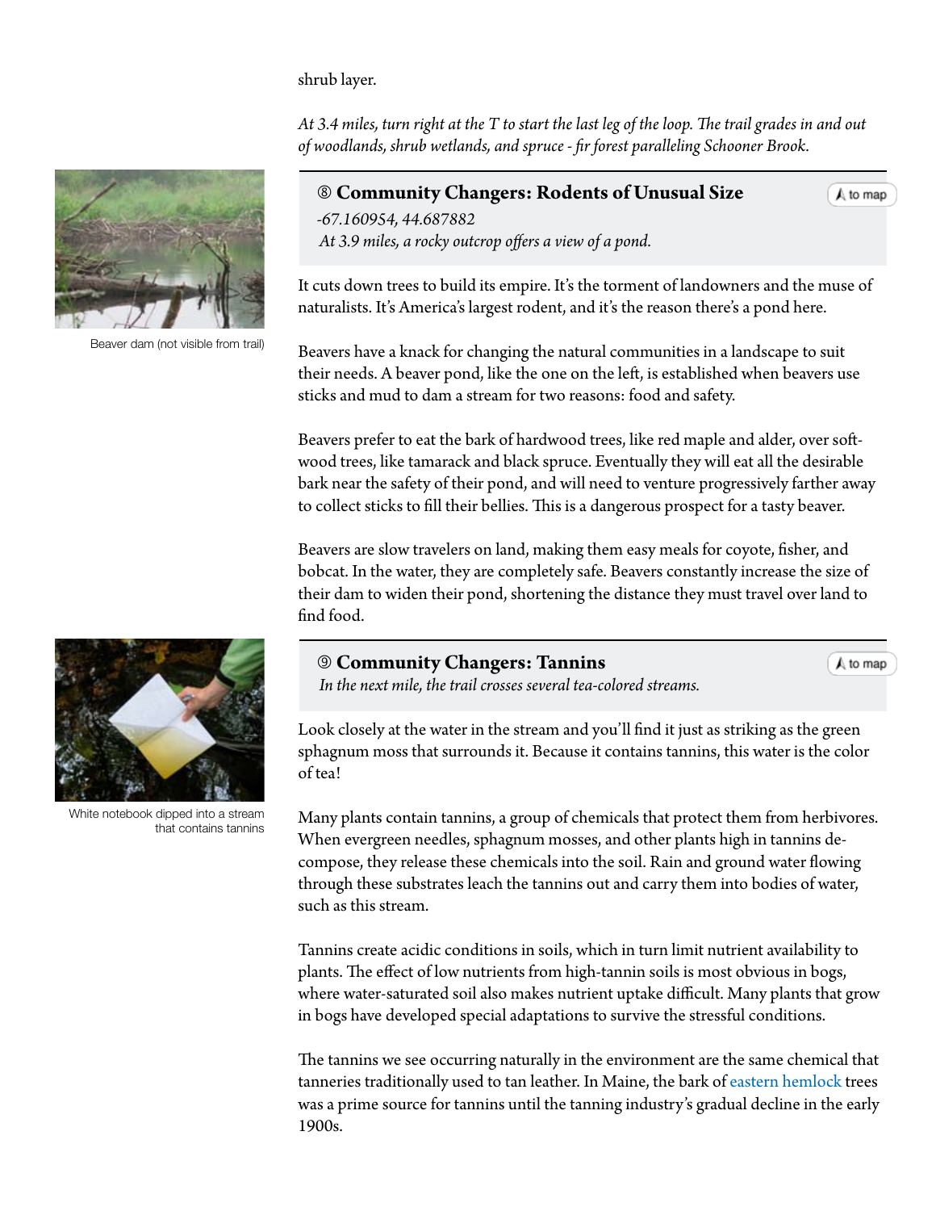shrub layer.

*At 3.4 miles, turn right at the T to start the last leg of the loop. The trail grades in and out of woodlands, shrub wetlands, and spruce - fir forest paralleling Schooner Brook.*

Beaver dam (not visible from trail)

## ⑧ Community Changers: Rodents of Unusual Size

*-67.160954, 44.687882*

*At 3.9 miles, a rocky outcrop offers a view of a pond.*

It cuts down trees to build its empire. It's the torment of landowners and the muse of naturalists. It's America's largest rodent, and it's the reason there's a pond here.

Beavers have a knack for changing the natural communities in a landscape to suit their needs. A beaver pond, like the one on the left, is established when beavers use sticks and mud to dam a stream for two reasons: food and safety.

Beavers prefer to eat the bark of hardwood trees, like red maple and alder, over softwood trees, like tamarack and black spruce. Eventually they will eat all the desirable bark near the safety of their pond, and will need to venture progressively farther away to collect sticks to fill their bellies. This is a dangerous prospect for a tasty beaver.

Beavers are slow travelers on land, making them easy meals for coyote, fisher, and bobcat. In the water, they are completely safe. Beavers constantly increase the size of their dam to widen their pond, shortening the distance they must travel over land to find food.

White notebook dipped into a stream that contains tannins

## ⑨ Community Changers: Tannins

*In the next mile, the trail crosses several tea-colored streams.*

Look closely at the water in the stream and you'll find it just as striking as the green sphagnum moss that surrounds it. Because it contains tannins, this water is the color of tea!

Many plants contain tannins, a group of chemicals that protect them from herbivores. When evergreen needles, sphagnum mosses, and other plants high in tannins decompose, they release these chemicals into the soil. Rain and ground water flowing through these substrates leach the tannins out and carry them into bodies of water, such as this stream.

Tannins create acidic conditions in soils, which in turn limit nutrient availability to plants. The effect of low nutrients from high-tannin soils is most obvious in bogs, where water-saturated soil also makes nutrient uptake difficult. Many plants that grow in bogs have developed special adaptations to survive the stressful conditions.

The tannins we see occurring naturally in the environment are the same chemical that tanneries traditionally used to tan leather. In Maine, the bark of eastern hemlock trees was a prime source for tannins until the tanning industry's gradual decline in the early 1900s.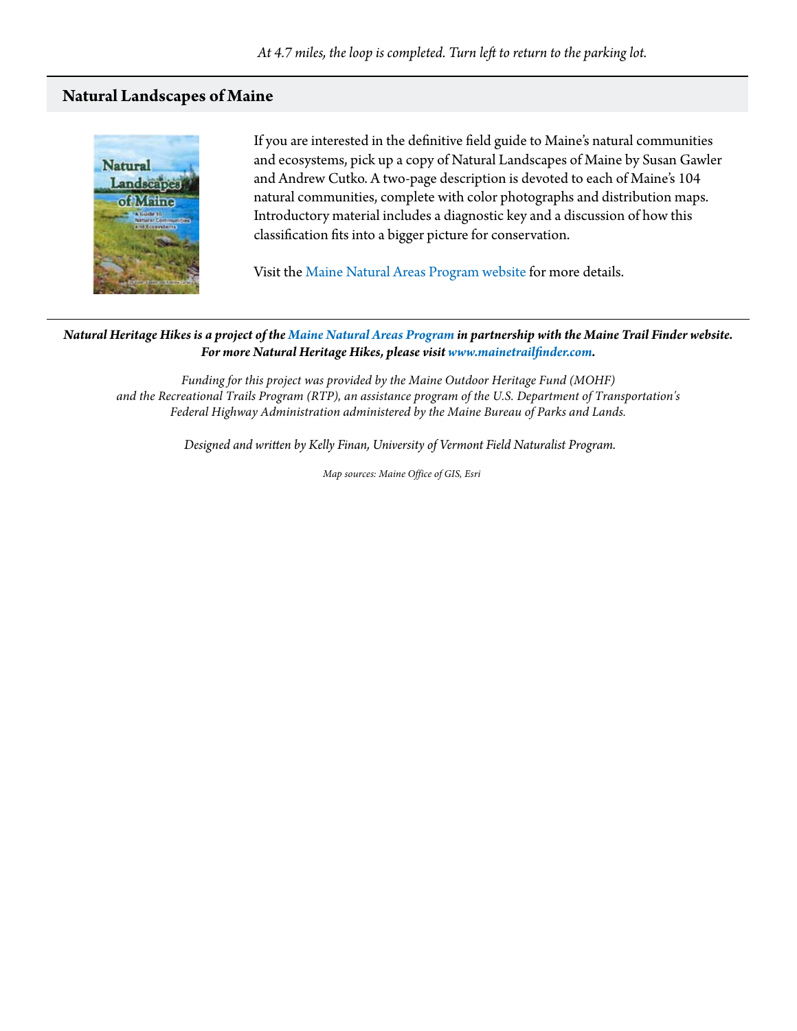*At 4.7 miles, the loop is completed. Turn left to return to the parking lot.*

## Natural Landscapes of Maine

If you are interested in the definitive field guide to Maine's natural communities and ecosystems, pick up a copy of Natural Landscapes of Maine by Susan Gawler and Andrew Cutko. A two-page description is devoted to each of Maine's 104 natural communities, complete with color photographs and distribution maps. Introductory material includes a diagnostic key and a discussion of how this classification fits into a bigger picture for conservation.

Visit the Maine Natural Areas Program website for more details.

***Natural Heritage Hikes is a project of the Maine Natural Areas Program in partnership with the Maine Trail Finder website. For more Natural Heritage Hikes, please visit www.mainetrailfinder.com.***

*Funding for this project was provided by the Maine Outdoor Heritage Fund (MOHF) and the Recreational Trails Program (RTP), an assistance program of the U.S. Department of Transportation's Federal Highway Administration administered by the Maine Bureau of Parks and Lands.*

*Designed and written by Kelly Finan, University of Vermont Field Naturalist Program.*

*Map sources: Maine Office of GIS, Esri*